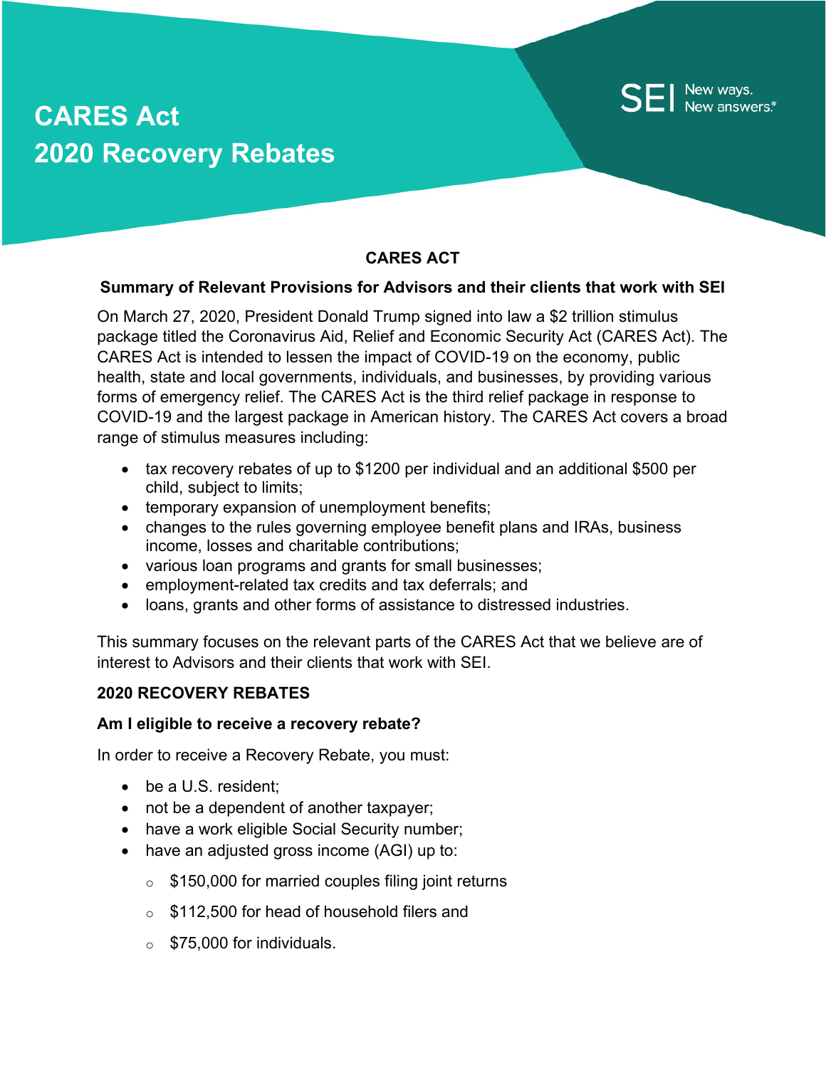# CARES Act
# 2020 Recovery Rebates

SEI New ways. New answers.®

## CARES ACT

### Summary of Relevant Provisions for Advisors and their clients that work with SEI

On March 27, 2020, President Donald Trump signed into law a $2 trillion stimulus package titled the Coronavirus Aid, Relief and Economic Security Act (CARES Act). The CARES Act is intended to lessen the impact of COVID-19 on the economy, public health, state and local governments, individuals, and businesses, by providing various forms of emergency relief. The CARES Act is the third relief package in response to COVID-19 and the largest package in American history. The CARES Act covers a broad range of stimulus measures including:

- tax recovery rebates of up to $1200 per individual and an additional $500 per child, subject to limits;
- temporary expansion of unemployment benefits;
- changes to the rules governing employee benefit plans and IRAs, business income, losses and charitable contributions;
- various loan programs and grants for small businesses;
- employment-related tax credits and tax deferrals; and
- loans, grants and other forms of assistance to distressed industries.

This summary focuses on the relevant parts of the CARES Act that we believe are of interest to Advisors and their clients that work with SEI.

### 2020 RECOVERY REBATES

**Am I eligible to receive a recovery rebate?**

In order to receive a Recovery Rebate, you must:

- be a U.S. resident;
- not be a dependent of another taxpayer;
- have a work eligible Social Security number;
- have an adjusted gross income (AGI) up to:
  - $150,000 for married couples filing joint returns
  - $112,500 for head of household filers and
  - $75,000 for individuals.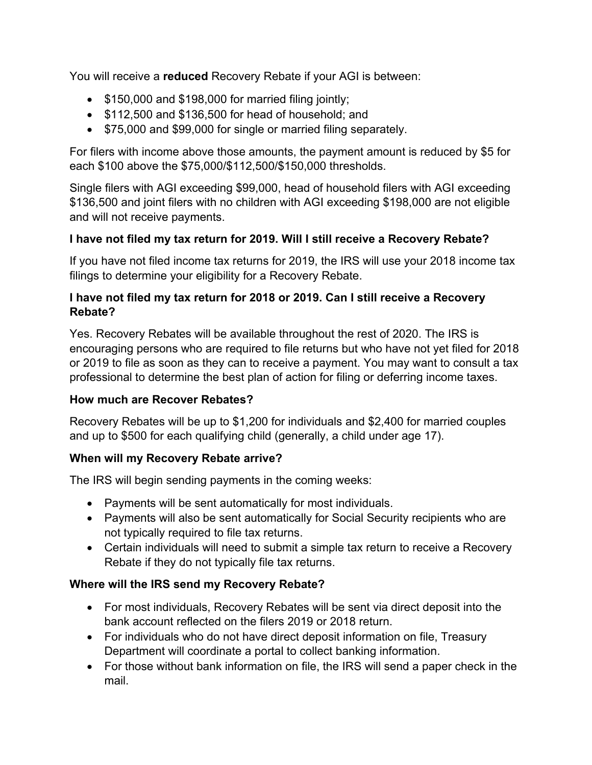You will receive a **reduced** Recovery Rebate if your AGI is between:

- $150,000 and $198,000 for married filing jointly;
- $112,500 and $136,500 for head of household; and
- $75,000 and $99,000 for single or married filing separately.

For filers with income above those amounts, the payment amount is reduced by $5 for each $100 above the $75,000/$112,500/$150,000 thresholds.

Single filers with AGI exceeding $99,000, head of household filers with AGI exceeding $136,500 and joint filers with no children with AGI exceeding $198,000 are not eligible and will not receive payments.

**I have not filed my tax return for 2019. Will I still receive a Recovery Rebate?**

If you have not filed income tax returns for 2019, the IRS will use your 2018 income tax filings to determine your eligibility for a Recovery Rebate.

**I have not filed my tax return for 2018 or 2019. Can I still receive a Recovery Rebate?**

Yes. Recovery Rebates will be available throughout the rest of 2020. The IRS is encouraging persons who are required to file returns but who have not yet filed for 2018 or 2019 to file as soon as they can to receive a payment. You may want to consult a tax professional to determine the best plan of action for filing or deferring income taxes.

**How much are Recover Rebates?**

Recovery Rebates will be up to $1,200 for individuals and $2,400 for married couples and up to $500 for each qualifying child (generally, a child under age 17).

**When will my Recovery Rebate arrive?**

The IRS will begin sending payments in the coming weeks:

- Payments will be sent automatically for most individuals.
- Payments will also be sent automatically for Social Security recipients who are not typically required to file tax returns.
- Certain individuals will need to submit a simple tax return to receive a Recovery Rebate if they do not typically file tax returns.

**Where will the IRS send my Recovery Rebate?**

- For most individuals, Recovery Rebates will be sent via direct deposit into the bank account reflected on the filers 2019 or 2018 return.
- For individuals who do not have direct deposit information on file, Treasury Department will coordinate a portal to collect banking information.
- For those without bank information on file, the IRS will send a paper check in the mail.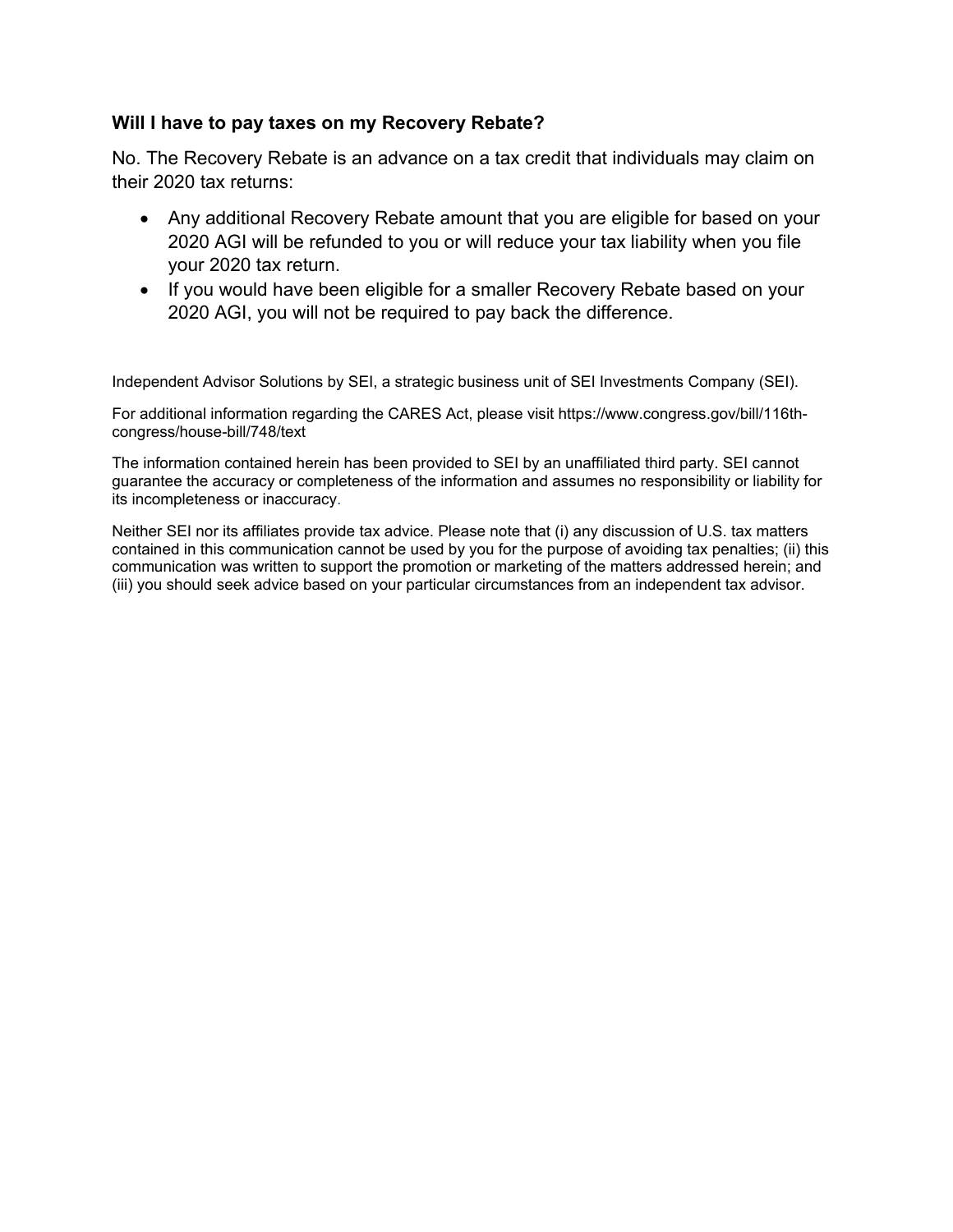### Will I have to pay taxes on my Recovery Rebate?

No. The Recovery Rebate is an advance on a tax credit that individuals may claim on their 2020 tax returns:

- Any additional Recovery Rebate amount that you are eligible for based on your 2020 AGI will be refunded to you or will reduce your tax liability when you file your 2020 tax return.
- If you would have been eligible for a smaller Recovery Rebate based on your 2020 AGI, you will not be required to pay back the difference.

Independent Advisor Solutions by SEI, a strategic business unit of SEI Investments Company (SEI).

For additional information regarding the CARES Act, please visit https://www.congress.gov/bill/116th-congress/house-bill/748/text

The information contained herein has been provided to SEI by an unaffiliated third party. SEI cannot guarantee the accuracy or completeness of the information and assumes no responsibility or liability for its incompleteness or inaccuracy.

Neither SEI nor its affiliates provide tax advice. Please note that (i) any discussion of U.S. tax matters contained in this communication cannot be used by you for the purpose of avoiding tax penalties; (ii) this communication was written to support the promotion or marketing of the matters addressed herein; and (iii) you should seek advice based on your particular circumstances from an independent tax advisor.